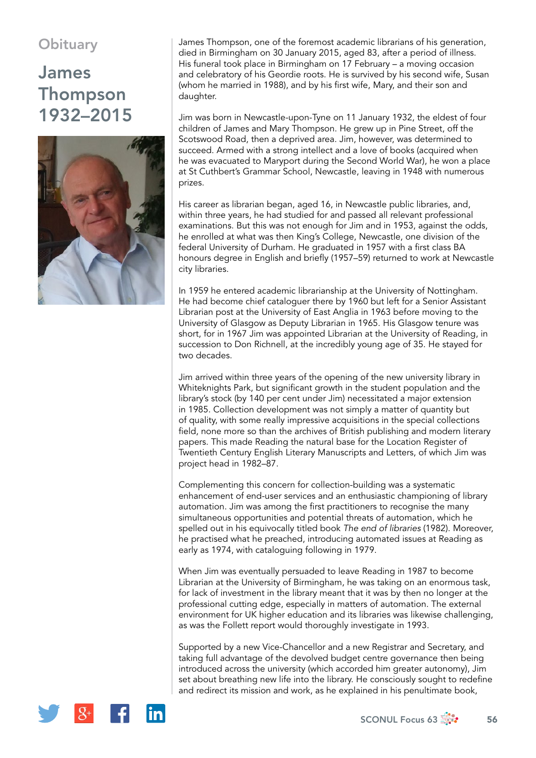Obituary

# James Thompson 1932–2015

James Thompson, one of the foremost academic librarians of his generation, died in Birmingham on 30 January 2015, aged 83, after a period of illness. His funeral took place in Birmingham on 17 February – a moving occasion and celebratory of his Geordie roots. He is survived by his second wife, Susan (whom he married in 1988), and by his first wife, Mary, and their son and daughter.

Jim was born in Newcastle-upon-Tyne on 11 January 1932, the eldest of four children of James and Mary Thompson. He grew up in Pine Street, off the Scotswood Road, then a deprived area. Jim, however, was determined to succeed. Armed with a strong intellect and a love of books (acquired when he was evacuated to Maryport during the Second World War), he won a place at St Cuthbert's Grammar School, Newcastle, leaving in 1948 with numerous prizes.

His career as librarian began, aged 16, in Newcastle public libraries, and, within three years, he had studied for and passed all relevant professional examinations. But this was not enough for Jim and in 1953, against the odds, he enrolled at what was then King's College, Newcastle, one division of the federal University of Durham. He graduated in 1957 with a first class BA honours degree in English and briefly (1957–59) returned to work at Newcastle city libraries.

In 1959 he entered academic librarianship at the University of Nottingham. He had become chief cataloguer there by 1960 but left for a Senior Assistant Librarian post at the University of East Anglia in 1963 before moving to the University of Glasgow as Deputy Librarian in 1965. His Glasgow tenure was short, for in 1967 Jim was appointed Librarian at the University of Reading, in succession to Don Richnell, at the incredibly young age of 35. He stayed for two decades.

Jim arrived within three years of the opening of the new university library in Whiteknights Park, but significant growth in the student population and the library's stock (by 140 per cent under Jim) necessitated a major extension in 1985. Collection development was not simply a matter of quantity but of quality, with some really impressive acquisitions in the special collections field, none more so than the archives of British publishing and modern literary papers. This made Reading the natural base for the Location Register of Twentieth Century English Literary Manuscripts and Letters, of which Jim was project head in 1982–87.

Complementing this concern for collection-building was a systematic enhancement of end-user services and an enthusiastic championing of library automation. Jim was among the first practitioners to recognise the many simultaneous opportunities and potential threats of automation, which he spelled out in his equivocally titled book *The end of libraries* (1982). Moreover, he practised what he preached, introducing automated issues at Reading as early as 1974, with cataloguing following in 1979.

When Jim was eventually persuaded to leave Reading in 1987 to become Librarian at the University of Birmingham, he was taking on an enormous task, for lack of investment in the library meant that it was by then no longer at the professional cutting edge, especially in matters of automation. The external environment for UK higher education and its libraries was likewise challenging, as was the Follett report would thoroughly investigate in 1993.

Supported by a new Vice-Chancellor and a new Registrar and Secretary, and taking full advantage of the devolved budget centre governance then being introduced across the university (which accorded him greater autonomy), Jim set about breathing new life into the library. He consciously sought to redefine and redirect its mission and work, as he explained in his penultimate book,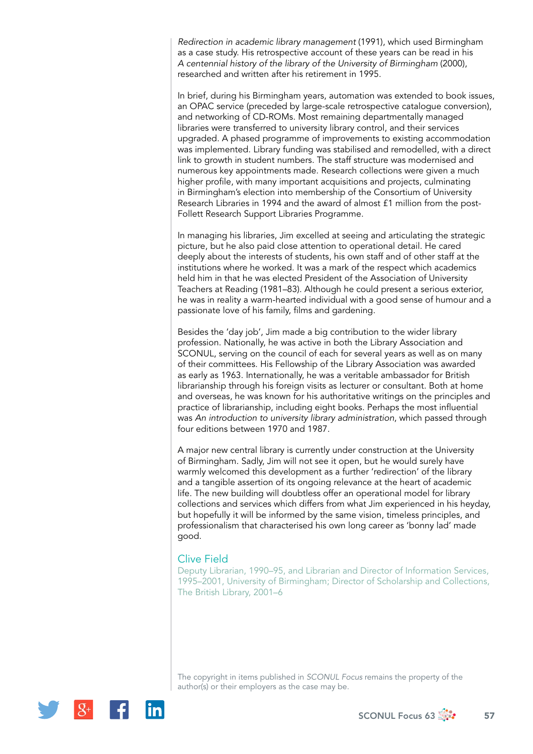*Redirection in academic library management* (1991), which used Birmingham as a case study. His retrospective account of these years can be read in his *A centennial history of the library of the University of Birmingham* (2000), researched and written after his retirement in 1995.

In brief, during his Birmingham years, automation was extended to book issues, an OPAC service (preceded by large-scale retrospective catalogue conversion), and networking of CD-ROMs. Most remaining departmentally managed libraries were transferred to university library control, and their services upgraded. A phased programme of improvements to existing accommodation was implemented. Library funding was stabilised and remodelled, with a direct link to growth in student numbers. The staff structure was modernised and numerous key appointments made. Research collections were given a much higher profile, with many important acquisitions and projects, culminating in Birmingham's election into membership of the Consortium of University Research Libraries in 1994 and the award of almost £1 million from the post-Follett Research Support Libraries Programme.

In managing his libraries, Jim excelled at seeing and articulating the strategic picture, but he also paid close attention to operational detail. He cared deeply about the interests of students, his own staff and of other staff at the institutions where he worked. It was a mark of the respect which academics held him in that he was elected President of the Association of University Teachers at Reading (1981–83). Although he could present a serious exterior, he was in reality a warm-hearted individual with a good sense of humour and a passionate love of his family, films and gardening.

Besides the 'day job', Jim made a big contribution to the wider library profession. Nationally, he was active in both the Library Association and SCONUL, serving on the council of each for several years as well as on many of their committees. His Fellowship of the Library Association was awarded as early as 1963. Internationally, he was a veritable ambassador for British librarianship through his foreign visits as lecturer or consultant. Both at home and overseas, he was known for his authoritative writings on the principles and practice of librarianship, including eight books. Perhaps the most influential was *An introduction to university library administration*, which passed through four editions between 1970 and 1987.

A major new central library is currently under construction at the University of Birmingham. Sadly, Jim will not see it open, but he would surely have warmly welcomed this development as a further 'redirection' of the library and a tangible assertion of its ongoing relevance at the heart of academic life. The new building will doubtless offer an operational model for library collections and services which differs from what Jim experienced in his heyday, but hopefully it will be informed by the same vision, timeless principles, and professionalism that characterised his own long career as 'bonny lad' made good.

**Clive Field**
Deputy Librarian, 1990–95, and Librarian and Director of Information Services, 1995–2001, University of Birmingham; Director of Scholarship and Collections, The British Library, 2001–6

The copyright in items published in *SCONUL Focus* remains the property of the author(s) or their employers as the case may be.